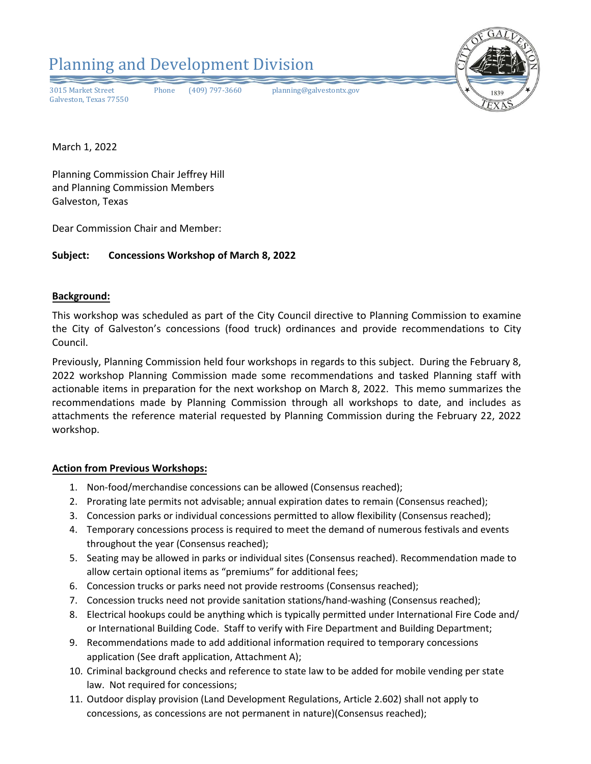# Planning and Development Division

3015 Market Street
Galveston, Texas 77550
Phone (409) 797-3660
planning@galvestontx.gov

March 1, 2022

Planning Commission Chair Jeffrey Hill
and Planning Commission Members
Galveston, Texas

Dear Commission Chair and Member:

**Subject: Concessions Workshop of March 8, 2022**

**Background:**

This workshop was scheduled as part of the City Council directive to Planning Commission to examine the City of Galveston's concessions (food truck) ordinances and provide recommendations to City Council.

Previously, Planning Commission held four workshops in regards to this subject. During the February 8, 2022 workshop Planning Commission made some recommendations and tasked Planning staff with actionable items in preparation for the next workshop on March 8, 2022. This memo summarizes the recommendations made by Planning Commission through all workshops to date, and includes as attachments the reference material requested by Planning Commission during the February 22, 2022 workshop.

**Action from Previous Workshops:**

1. Non-food/merchandise concessions can be allowed (Consensus reached);
2. Prorating late permits not advisable; annual expiration dates to remain (Consensus reached);
3. Concession parks or individual concessions permitted to allow flexibility (Consensus reached);
4. Temporary concessions process is required to meet the demand of numerous festivals and events throughout the year (Consensus reached);
5. Seating may be allowed in parks or individual sites (Consensus reached). Recommendation made to allow certain optional items as "premiums" for additional fees;
6. Concession trucks or parks need not provide restrooms (Consensus reached);
7. Concession trucks need not provide sanitation stations/hand-washing (Consensus reached);
8. Electrical hookups could be anything which is typically permitted under International Fire Code and/ or International Building Code. Staff to verify with Fire Department and Building Department;
9. Recommendations made to add additional information required to temporary concessions application (See draft application, Attachment A);
10. Criminal background checks and reference to state law to be added for mobile vending per state law. Not required for concessions;
11. Outdoor display provision (Land Development Regulations, Article 2.602) shall not apply to concessions, as concessions are not permanent in nature)(Consensus reached);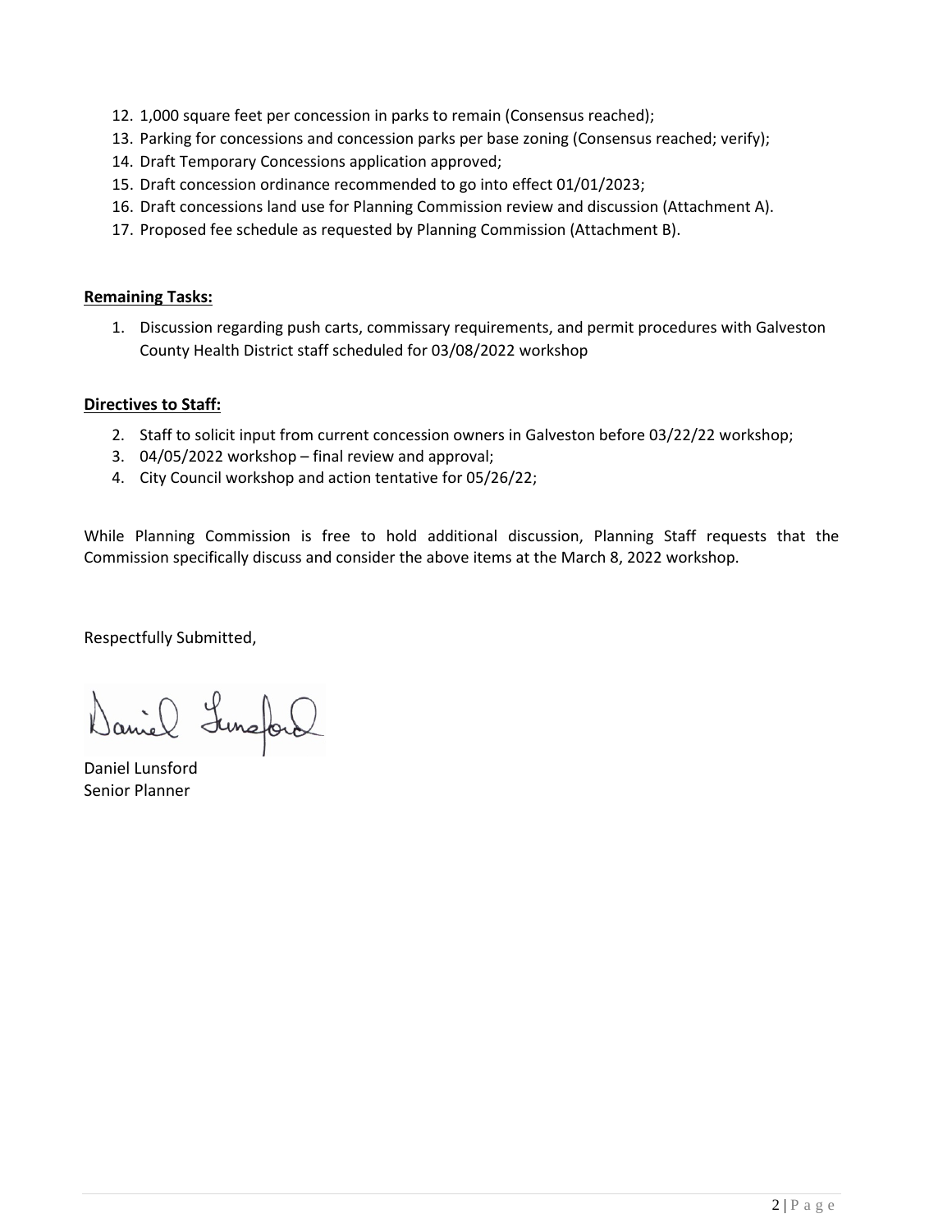12. 1,000 square feet per concession in parks to remain (Consensus reached);
13. Parking for concessions and concession parks per base zoning (Consensus reached; verify);
14. Draft Temporary Concessions application approved;
15. Draft concession ordinance recommended to go into effect 01/01/2023;
16. Draft concessions land use for Planning Commission review and discussion (Attachment A).
17. Proposed fee schedule as requested by Planning Commission (Attachment B).

**Remaining Tasks:**

1. Discussion regarding push carts, commissary requirements, and permit procedures with Galveston County Health District staff scheduled for 03/08/2022 workshop

**Directives to Staff:**

2. Staff to solicit input from current concession owners in Galveston before 03/22/22 workshop;
3. 04/05/2022 workshop – final review and approval;
4. City Council workshop and action tentative for 05/26/22;

While Planning Commission is free to hold additional discussion, Planning Staff requests that the Commission specifically discuss and consider the above items at the March 8, 2022 workshop.

Respectfully Submitted,

Daniel Lunsford
Senior Planner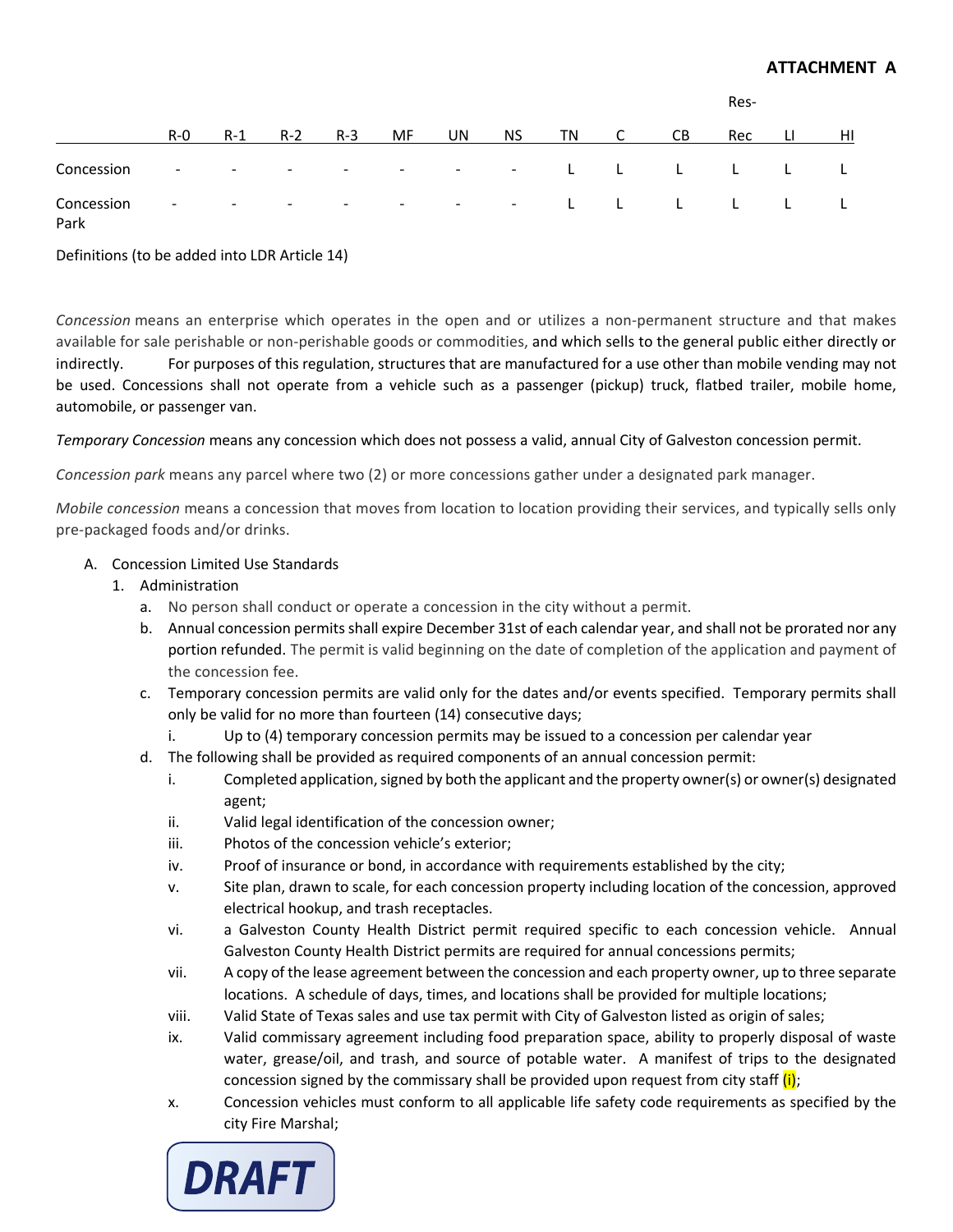**ATTACHMENT A**

| | R-0 | R-1 | R-2 | R-3 | MF | UN | NS | TN | C | CB | Res-Rec | LI | HI |
|---|---|---|---|---|---|---|---|---|---|---|---|---|---|
| Concession | - | - | - | - | - | - | - | L | L | L | L | L | L |
| Concession Park | - | - | - | - | - | - | - | L | L | L | L | L | L |

Definitions (to be added into LDR Article 14)

*Concession* means an enterprise which operates in the open and or utilizes a non-permanent structure and that makes available for sale perishable or non-perishable goods or commodities, and which sells to the general public either directly or indirectly. For purposes of this regulation, structures that are manufactured for a use other than mobile vending may not be used. Concessions shall not operate from a vehicle such as a passenger (pickup) truck, flatbed trailer, mobile home, automobile, or passenger van.

*Temporary Concession* means any concession which does not possess a valid, annual City of Galveston concession permit.

*Concession park* means any parcel where two (2) or more concessions gather under a designated park manager.

*Mobile concession* means a concession that moves from location to location providing their services, and typically sells only pre-packaged foods and/or drinks.

A. Concession Limited Use Standards
   1. Administration
      a. No person shall conduct or operate a concession in the city without a permit.
      b. Annual concession permits shall expire December 31st of each calendar year, and shall not be prorated nor any portion refunded. The permit is valid beginning on the date of completion of the application and payment of the concession fee.
      c. Temporary concession permits are valid only for the dates and/or events specified. Temporary permits shall only be valid for no more than fourteen (14) consecutive days;
         i. Up to (4) temporary concession permits may be issued to a concession per calendar year
      d. The following shall be provided as required components of an annual concession permit:
         i. Completed application, signed by both the applicant and the property owner(s) or owner(s) designated agent;
         ii. Valid legal identification of the concession owner;
         iii. Photos of the concession vehicle's exterior;
         iv. Proof of insurance or bond, in accordance with requirements established by the city;
         v. Site plan, drawn to scale, for each concession property including location of the concession, approved electrical hookup, and trash receptacles.
         vi. a Galveston County Health District permit required specific to each concession vehicle. Annual Galveston County Health District permits are required for annual concessions permits;
         vii. A copy of the lease agreement between the concession and each property owner, up to three separate locations. A schedule of days, times, and locations shall be provided for multiple locations;
         viii. Valid State of Texas sales and use tax permit with City of Galveston listed as origin of sales;
         ix. Valid commissary agreement including food preparation space, ability to properly disposal of waste water, grease/oil, and trash, and source of potable water. A manifest of trips to the designated concession signed by the commissary shall be provided upon request from city staff (i);
         x. Concession vehicles must conform to all applicable life safety code requirements as specified by the city Fire Marshal;

DRAFT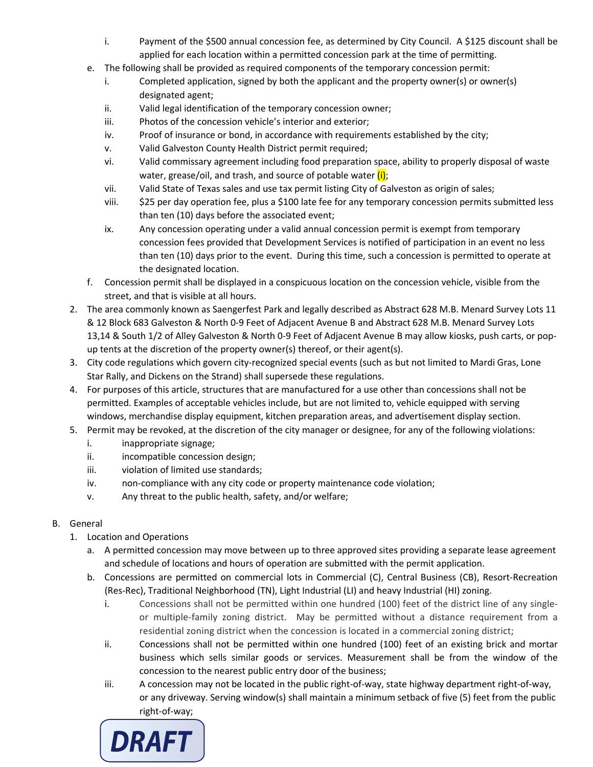i. Payment of the $500 annual concession fee, as determined by City Council. A $125 discount shall be applied for each location within a permitted concession park at the time of permitting.

e. The following shall be provided as required components of the temporary concession permit:

   i. Completed application, signed by both the applicant and the property owner(s) or owner(s) designated agent;
   ii. Valid legal identification of the temporary concession owner;
   iii. Photos of the concession vehicle's interior and exterior;
   iv. Proof of insurance or bond, in accordance with requirements established by the city;
   v. Valid Galveston County Health District permit required;
   vi. Valid commissary agreement including food preparation space, ability to properly disposal of waste water, grease/oil, and trash, and source of potable water (i);
   vii. Valid State of Texas sales and use tax permit listing City of Galveston as origin of sales;
   viii. $25 per day operation fee, plus a $100 late fee for any temporary concession permits submitted less than ten (10) days before the associated event;
   ix. Any concession operating under a valid annual concession permit is exempt from temporary concession fees provided that Development Services is notified of participation in an event no less than ten (10) days prior to the event. During this time, such a concession is permitted to operate at the designated location.

f. Concession permit shall be displayed in a conspicuous location on the concession vehicle, visible from the street, and that is visible at all hours.

2. The area commonly known as Saengerfest Park and legally described as Abstract 628 M.B. Menard Survey Lots 11 & 12 Block 683 Galveston & North 0-9 Feet of Adjacent Avenue B and Abstract 628 M.B. Menard Survey Lots 13,14 & South 1/2 of Alley Galveston & North 0-9 Feet of Adjacent Avenue B may allow kiosks, push carts, or pop-up tents at the discretion of the property owner(s) thereof, or their agent(s).
3. City code regulations which govern city-recognized special events (such as but not limited to Mardi Gras, Lone Star Rally, and Dickens on the Strand) shall supersede these regulations.
4. For purposes of this article, structures that are manufactured for a use other than concessions shall not be permitted. Examples of acceptable vehicles include, but are not limited to, vehicle equipped with serving windows, merchandise display equipment, kitchen preparation areas, and advertisement display section.
5. Permit may be revoked, at the discretion of the city manager or designee, for any of the following violations:
   i. inappropriate signage;
   ii. incompatible concession design;
   iii. violation of limited use standards;
   iv. non-compliance with any city code or property maintenance code violation;
   v. Any threat to the public health, safety, and/or welfare;

B. General

1. Location and Operations
   a. A permitted concession may move between up to three approved sites providing a separate lease agreement and schedule of locations and hours of operation are submitted with the permit application.
   b. Concessions are permitted on commercial lots in Commercial (C), Central Business (CB), Resort-Recreation (Res-Rec), Traditional Neighborhood (TN), Light Industrial (LI) and heavy Industrial (HI) zoning.
      i. Concessions shall not be permitted within one hundred (100) feet of the district line of any single- or multiple-family zoning district. May be permitted without a distance requirement from a residential zoning district when the concession is located in a commercial zoning district;
      ii. Concessions shall not be permitted within one hundred (100) feet of an existing brick and mortar business which sells similar goods or services. Measurement shall be from the window of the concession to the nearest public entry door of the business;
      iii. A concession may not be located in the public right-of-way, state highway department right-of-way, or any driveway. Serving window(s) shall maintain a minimum setback of five (5) feet from the public right-of-way;

DRAFT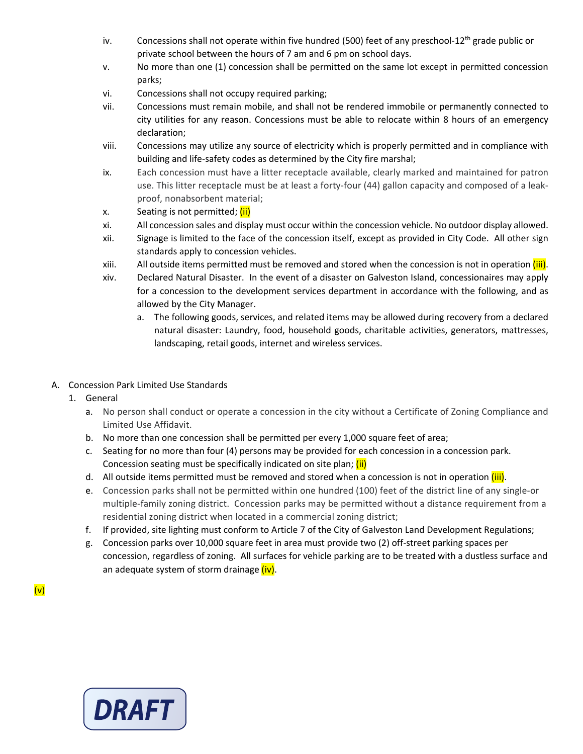iv. Concessions shall not operate within five hundred (500) feet of any preschool-12th grade public or private school between the hours of 7 am and 6 pm on school days.

v. No more than one (1) concession shall be permitted on the same lot except in permitted concession parks;

vi. Concessions shall not occupy required parking;

vii. Concessions must remain mobile, and shall not be rendered immobile or permanently connected to city utilities for any reason. Concessions must be able to relocate within 8 hours of an emergency declaration;

viii. Concessions may utilize any source of electricity which is properly permitted and in compliance with building and life-safety codes as determined by the City fire marshal;

ix. Each concession must have a litter receptacle available, clearly marked and maintained for patron use. This litter receptacle must be at least a forty-four (44) gallon capacity and composed of a leak-proof, nonabsorbent material;

x. Seating is not permitted; (ii)

xi. All concession sales and display must occur within the concession vehicle. No outdoor display allowed.

xii. Signage is limited to the face of the concession itself, except as provided in City Code. All other sign standards apply to concession vehicles.

xiii. All outside items permitted must be removed and stored when the concession is not in operation (iii).

xiv. Declared Natural Disaster. In the event of a disaster on Galveston Island, concessionaires may apply for a concession to the development services department in accordance with the following, and as allowed by the City Manager.

   a. The following goods, services, and related items may be allowed during recovery from a declared natural disaster: Laundry, food, household goods, charitable activities, generators, mattresses, landscaping, retail goods, internet and wireless services.

A. Concession Park Limited Use Standards

   1. General

      a. No person shall conduct or operate a concession in the city without a Certificate of Zoning Compliance and Limited Use Affidavit.
      b. No more than one concession shall be permitted per every 1,000 square feet of area;
      c. Seating for no more than four (4) persons may be provided for each concession in a concession park. Concession seating must be specifically indicated on site plan; (ii)
      d. All outside items permitted must be removed and stored when a concession is not in operation (iii).
      e. Concession parks shall not be permitted within one hundred (100) feet of the district line of any single-or multiple-family zoning district. Concession parks may be permitted without a distance requirement from a residential zoning district when located in a commercial zoning district;
      f. If provided, site lighting must conform to Article 7 of the City of Galveston Land Development Regulations;
      g. Concession parks over 10,000 square feet in area must provide two (2) off-street parking spaces per concession, regardless of zoning. All surfaces for vehicle parking are to be treated with a dustless surface and an adequate system of storm drainage (iv).

(v)

DRAFT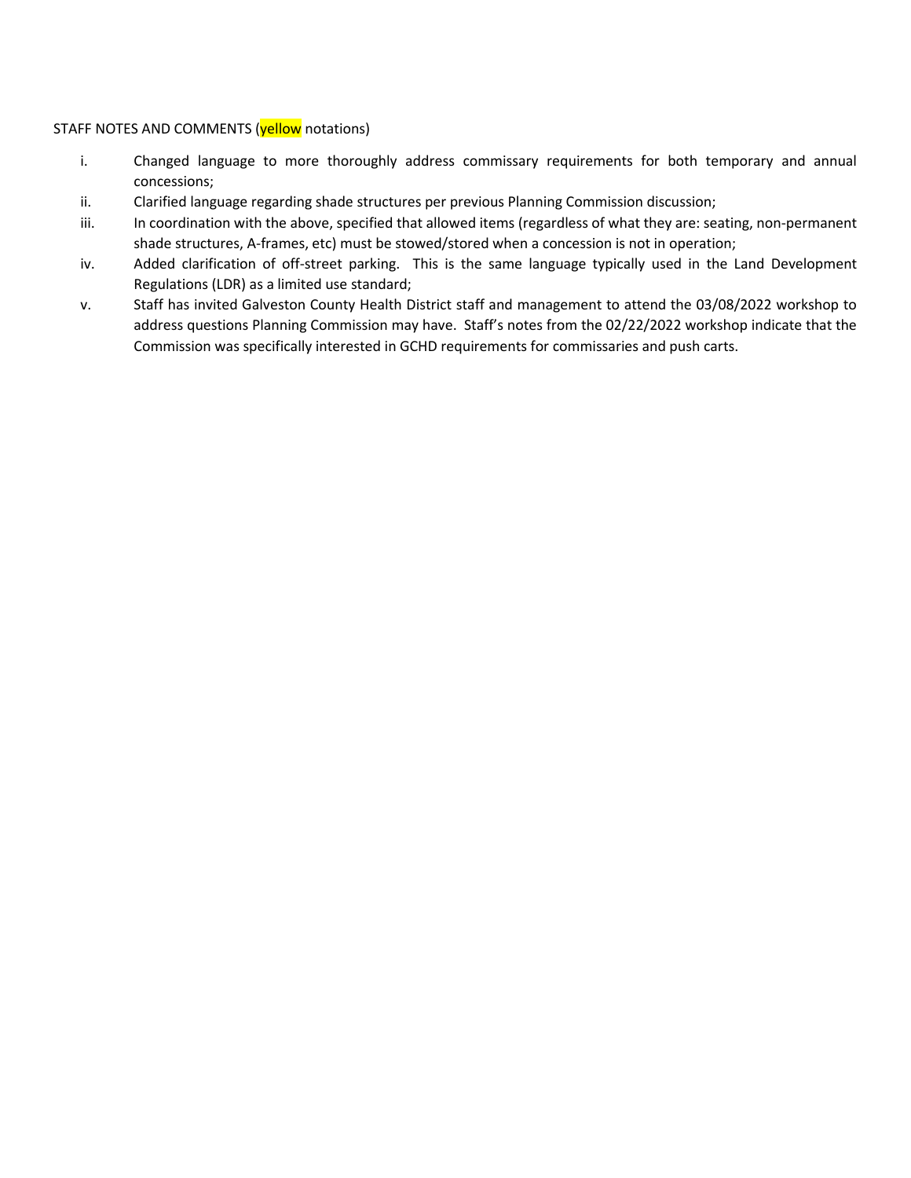STAFF NOTES AND COMMENTS (yellow notations)

i. Changed language to more thoroughly address commissary requirements for both temporary and annual concessions;

ii. Clarified language regarding shade structures per previous Planning Commission discussion;

iii. In coordination with the above, specified that allowed items (regardless of what they are: seating, non-permanent shade structures, A-frames, etc) must be stowed/stored when a concession is not in operation;

iv. Added clarification of off-street parking. This is the same language typically used in the Land Development Regulations (LDR) as a limited use standard;

v. Staff has invited Galveston County Health District staff and management to attend the 03/08/2022 workshop to address questions Planning Commission may have. Staff's notes from the 02/22/2022 workshop indicate that the Commission was specifically interested in GCHD requirements for commissaries and push carts.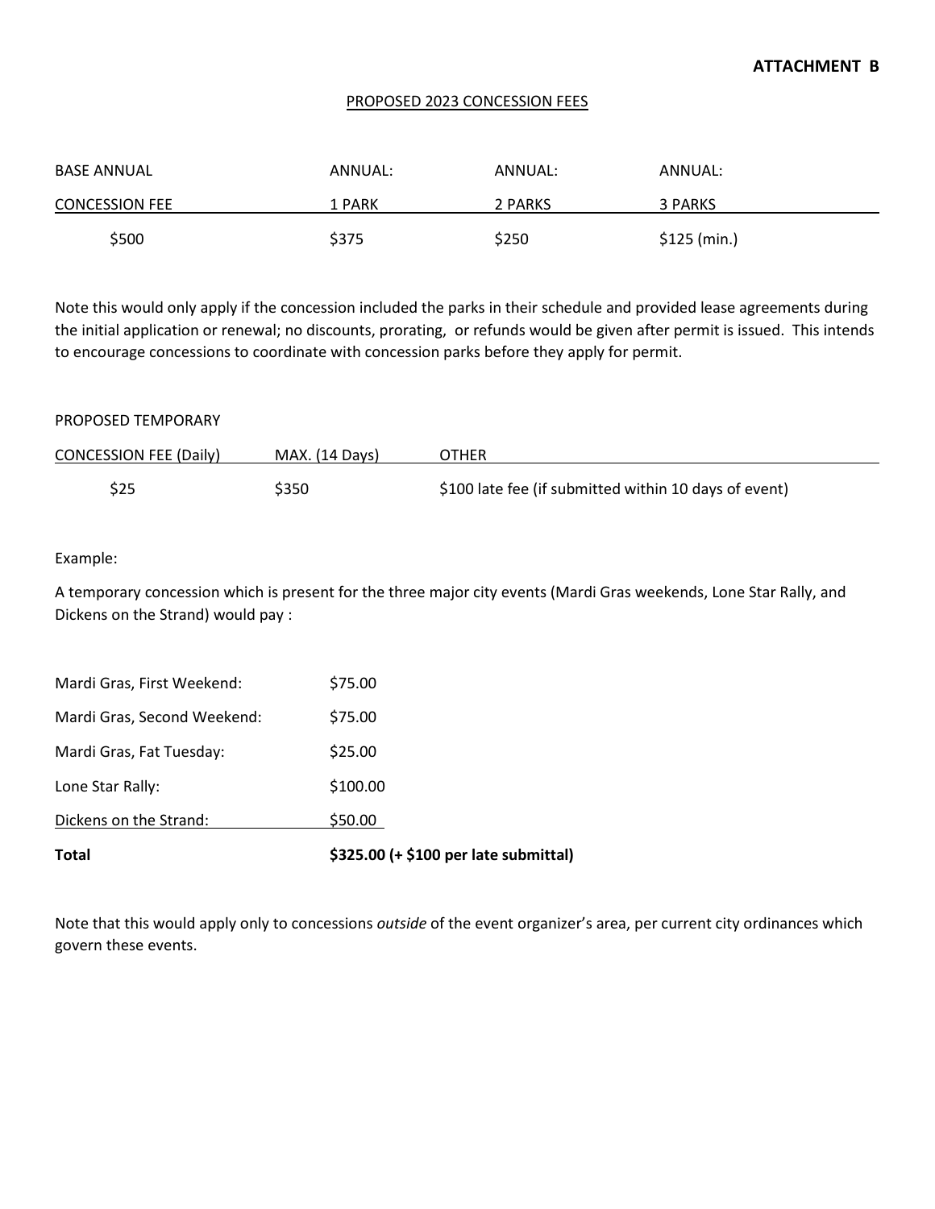**ATTACHMENT B**

PROPOSED 2023 CONCESSION FEES

| BASE ANNUAL CONCESSION FEE | ANNUAL: 1 PARK | ANNUAL: 2 PARKS | ANNUAL: 3 PARKS |
|---|---|---|---|
| $500 | $375 | $250 | $125 (min.) |

Note this would only apply if the concession included the parks in their schedule and provided lease agreements during the initial application or renewal; no discounts, prorating, or refunds would be given after permit is issued. This intends to encourage concessions to coordinate with concession parks before they apply for permit.

| PROPOSED TEMPORARY CONCESSION FEE (Daily) | MAX. (14 Days) | OTHER |
|---|---|---|
| $25 | $350 | $100 late fee (if submitted within 10 days of event) |

Example:

A temporary concession which is present for the three major city events (Mardi Gras weekends, Lone Star Rally, and Dickens on the Strand) would pay :

| | |
|---|---|
| Mardi Gras, First Weekend: | $75.00 |
| Mardi Gras, Second Weekend: | $75.00 |
| Mardi Gras, Fat Tuesday: | $25.00 |
| Lone Star Rally: | $100.00 |
| Dickens on the Strand: | $50.00 |
| **Total** | **$325.00 (+ $100 per late submittal)** |

Note that this would apply only to concessions *outside* of the event organizer's area, per current city ordinances which govern these events.